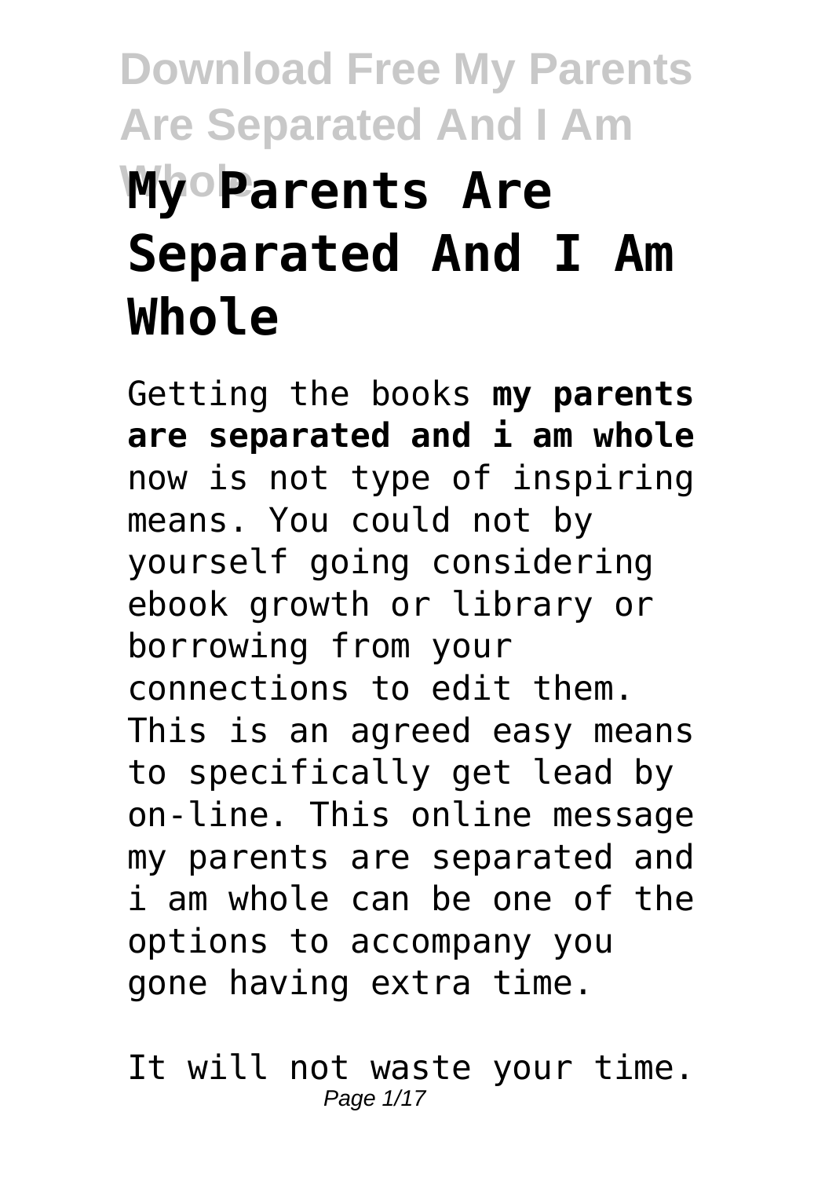# Download Free My Parents Are Separated And I Am Whole

# My Parents Are Separated And I Am Whole

Getting the books **my parents are separated and i am whole** now is not type of inspiring means. You could not by yourself going considering ebook growth or library or borrowing from your connections to edit them. This is an agreed easy means to specifically get lead by on-line. This online message my parents are separated and i am whole can be one of the options to accompany you gone having extra time.

It will not waste your time.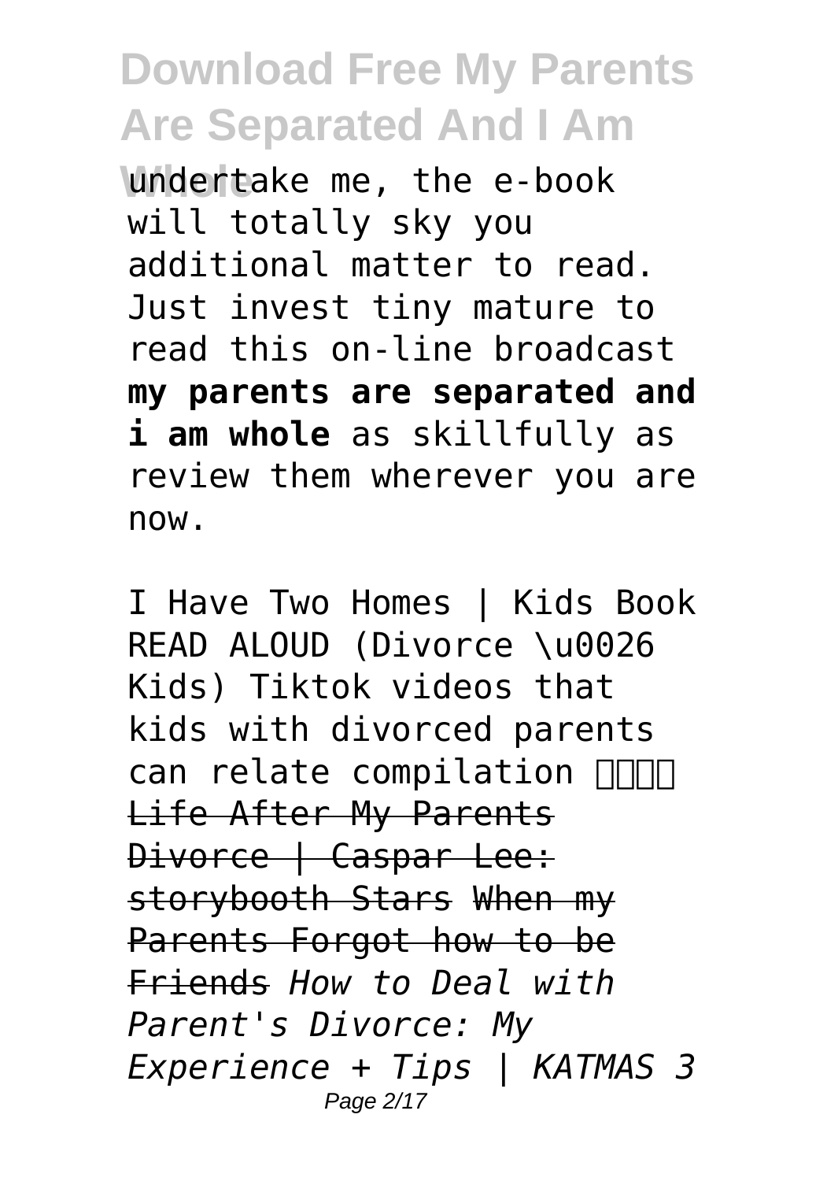undertake me, the e-book will totally sky you additional matter to read. Just invest tiny mature to read this on-line broadcast **my parents are separated and i am whole** as skillfully as review them wherever you are now.

I Have Two Homes | Kids Book READ ALOUD (Divorce \u0026 Kids) Tiktok videos that kids with divorced parents can relate compilation Life After My Parents Divorce | Caspar Lee: storybooth Stars When my Parents Forgot how to be Friends *How to Deal with Parent's Divorce: My Experience + Tips | KATMAS 3*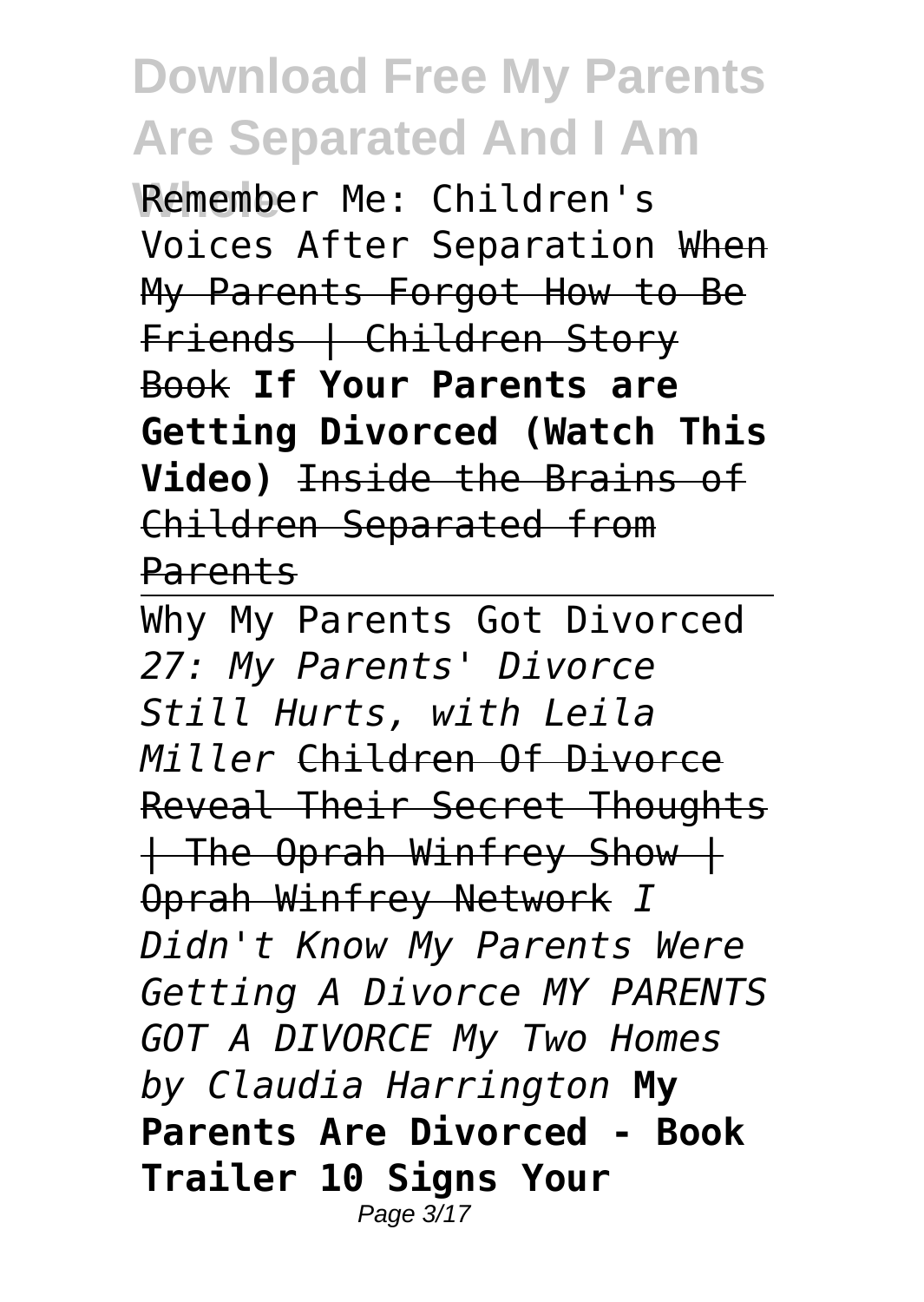Remember Me: Children's Voices After Separation ~~When My Parents Forgot How to Be Friends | Children Story Book~~ **If Your Parents are Getting Divorced (Watch This Video)** ~~Inside the Brains of Children Separated from Parents~~

Why My Parents Got Divorced *27: My Parents' Divorce Still Hurts, with Leila Miller* ~~Children Of Divorce Reveal Their Secret Thoughts | The Oprah Winfrey Show | Oprah Winfrey Network~~ *I Didn't Know My Parents Were Getting A Divorce MY PARENTS GOT A DIVORCE My Two Homes by Claudia Harrington* **My Parents Are Divorced - Book Trailer 10 Signs Your**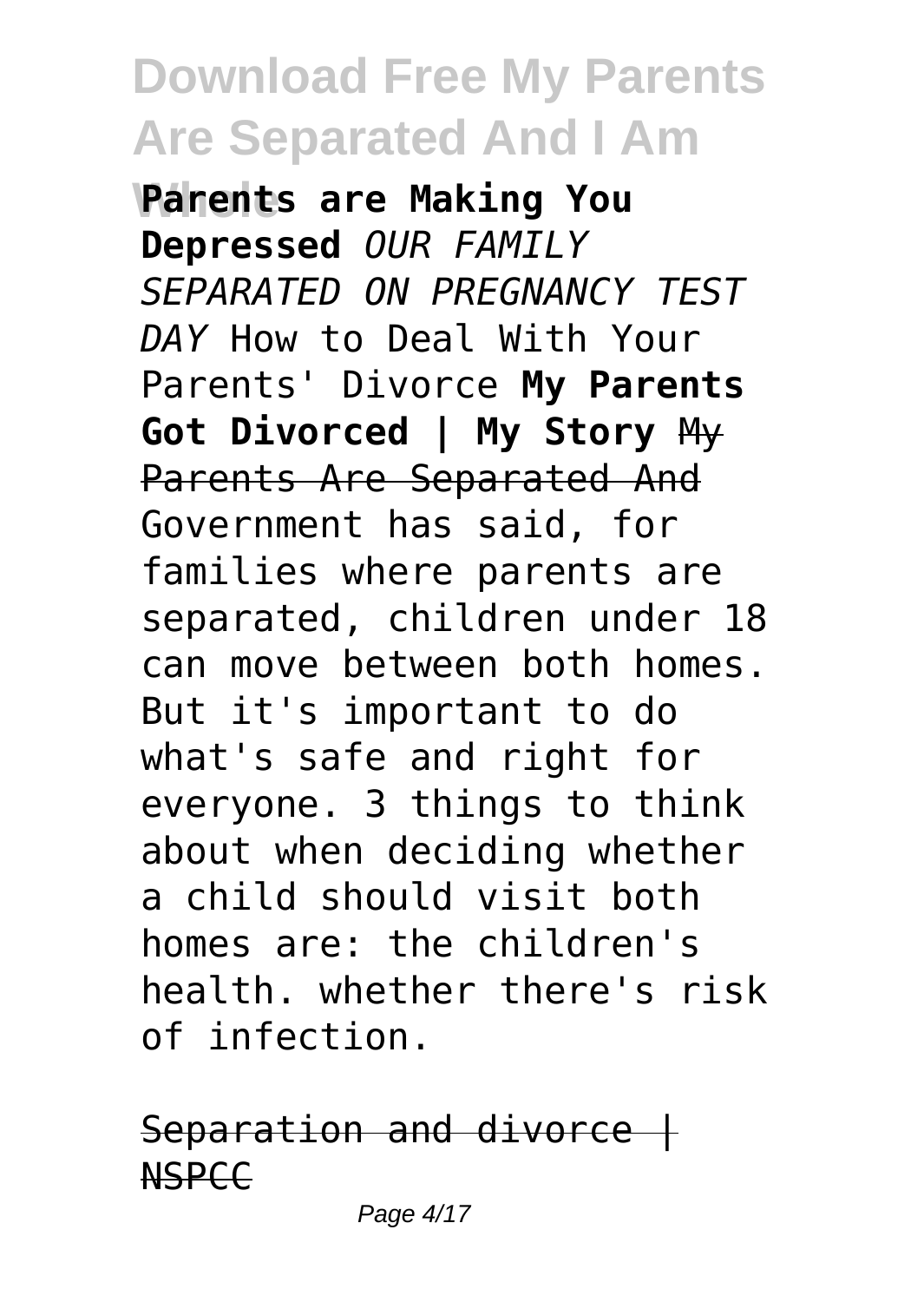**Parents are Making You Depressed** *OUR FAMILY SEPARATED ON PREGNANCY TEST DAY* How to Deal With Your Parents' Divorce **My Parents Got Divorced | My Story** ~~My Parents Are Separated And~~
Government has said, for families where parents are separated, children under 18 can move between both homes. But it's important to do what's safe and right for everyone. 3 things to think about when deciding whether a child should visit both homes are: the children's health. whether there's risk of infection.

~~Separation and divorce | NSPCC~~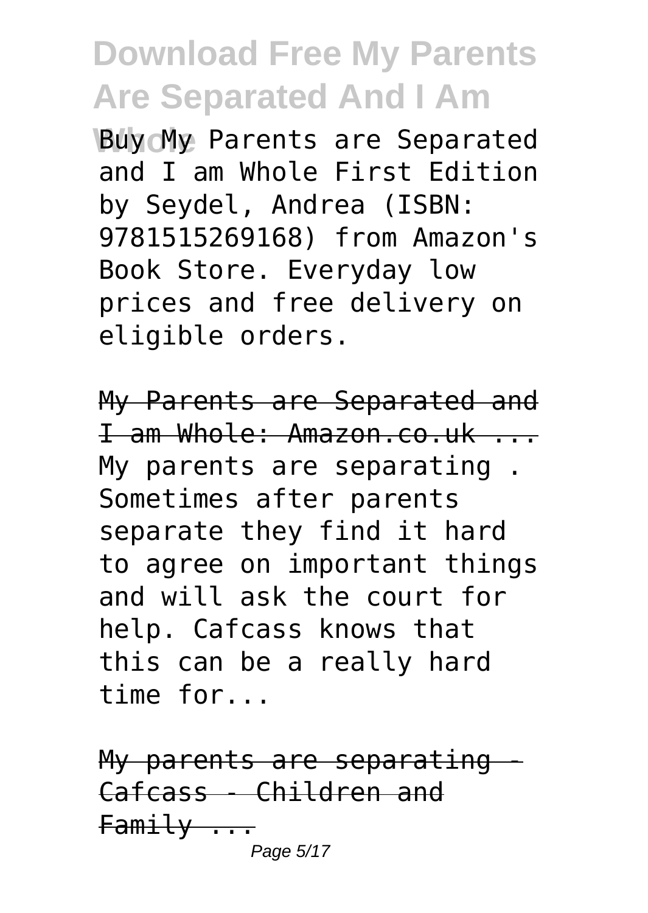Buy My Parents are Separated and I am Whole First Edition by Seydel, Andrea (ISBN: 9781515269168) from Amazon's Book Store. Everyday low prices and free delivery on eligible orders.

My Parents are Separated and I am Whole: Amazon.co.uk ...
My parents are separating . Sometimes after parents separate they find it hard to agree on important things and will ask the court for help. Cafcass knows that this can be a really hard time for...

My parents are separating - Cafcass - Children and Family ...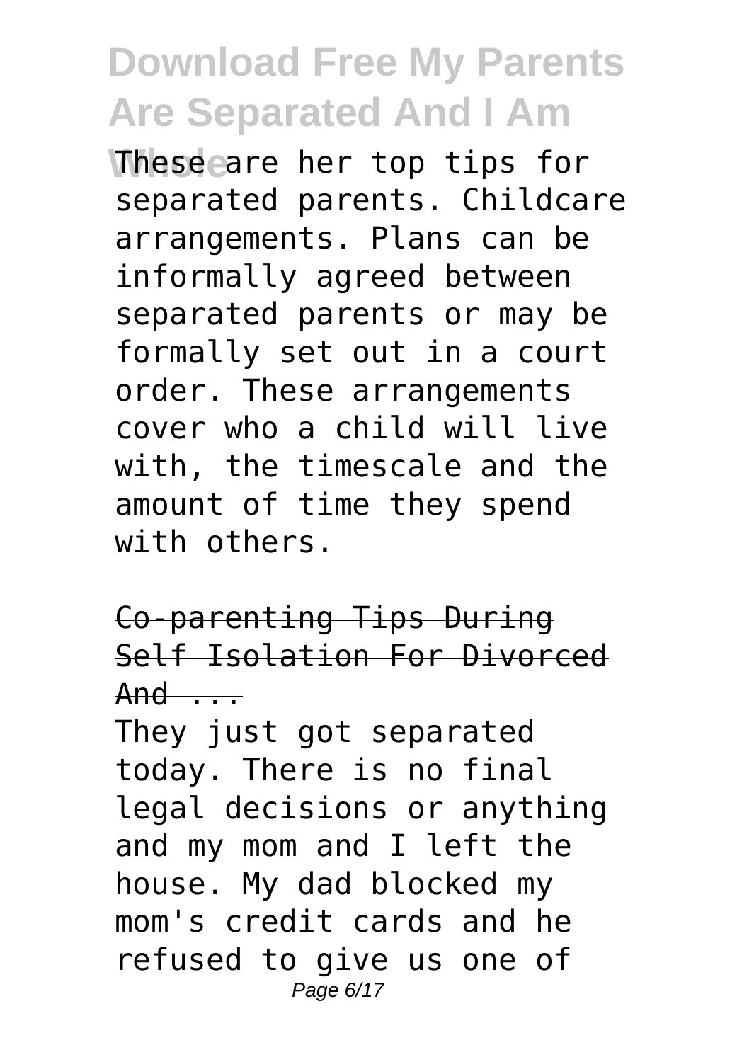These are her top tips for separated parents. Childcare arrangements. Plans can be informally agreed between separated parents or may be formally set out in a court order. These arrangements cover who a child will live with, the timescale and the amount of time they spend with others.

Co-parenting Tips During Self Isolation For Divorced And ...

They just got separated today. There is no final legal decisions or anything and my mom and I left the house. My dad blocked my mom's credit cards and he refused to give us one of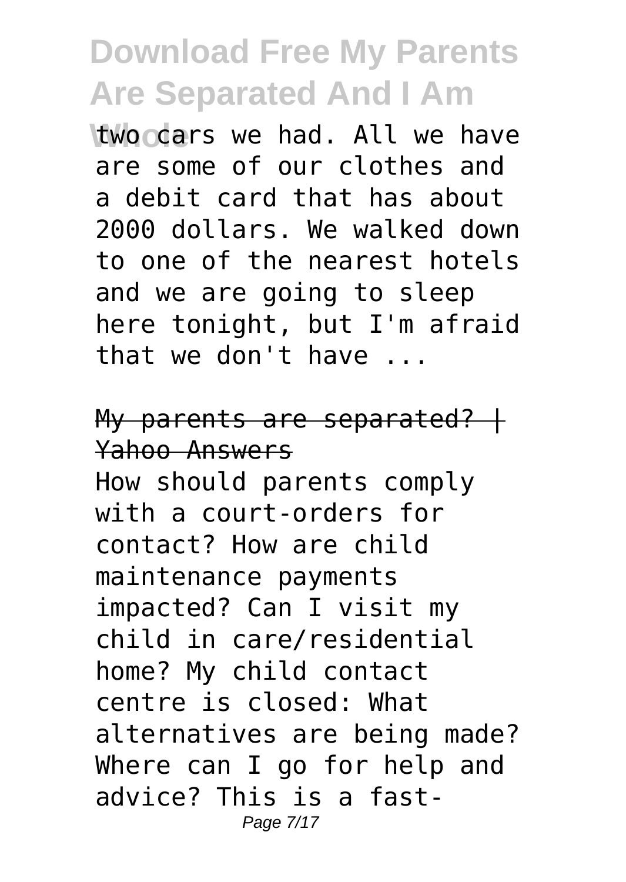two cars we had. All we have are some of our clothes and a debit card that has about 2000 dollars. We walked down to one of the nearest hotels and we are going to sleep here tonight, but I'm afraid that we don't have ...

## My parents are separated? | Yahoo Answers

How should parents comply with a court-orders for contact? How are child maintenance payments impacted? Can I visit my child in care/residential home? My child contact centre is closed: What alternatives are being made? Where can I go for help and advice? This is a fast-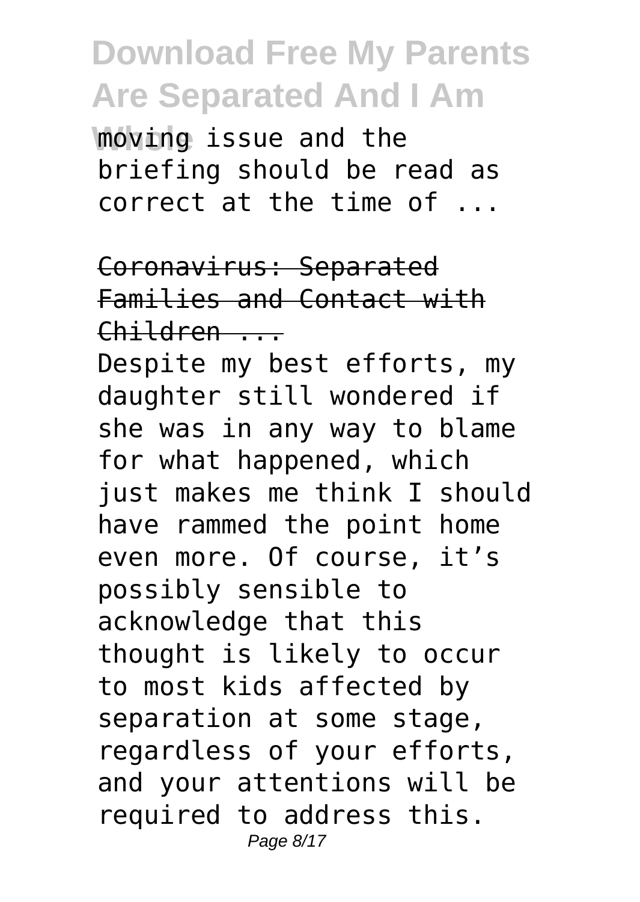moving issue and the briefing should be read as correct at the time of ...

Coronavirus: Separated Families and Contact with Children ...

Despite my best efforts, my daughter still wondered if she was in any way to blame for what happened, which just makes me think I should have rammed the point home even more. Of course, it’s possibly sensible to acknowledge that this thought is likely to occur to most kids affected by separation at some stage, regardless of your efforts, and your attentions will be required to address this.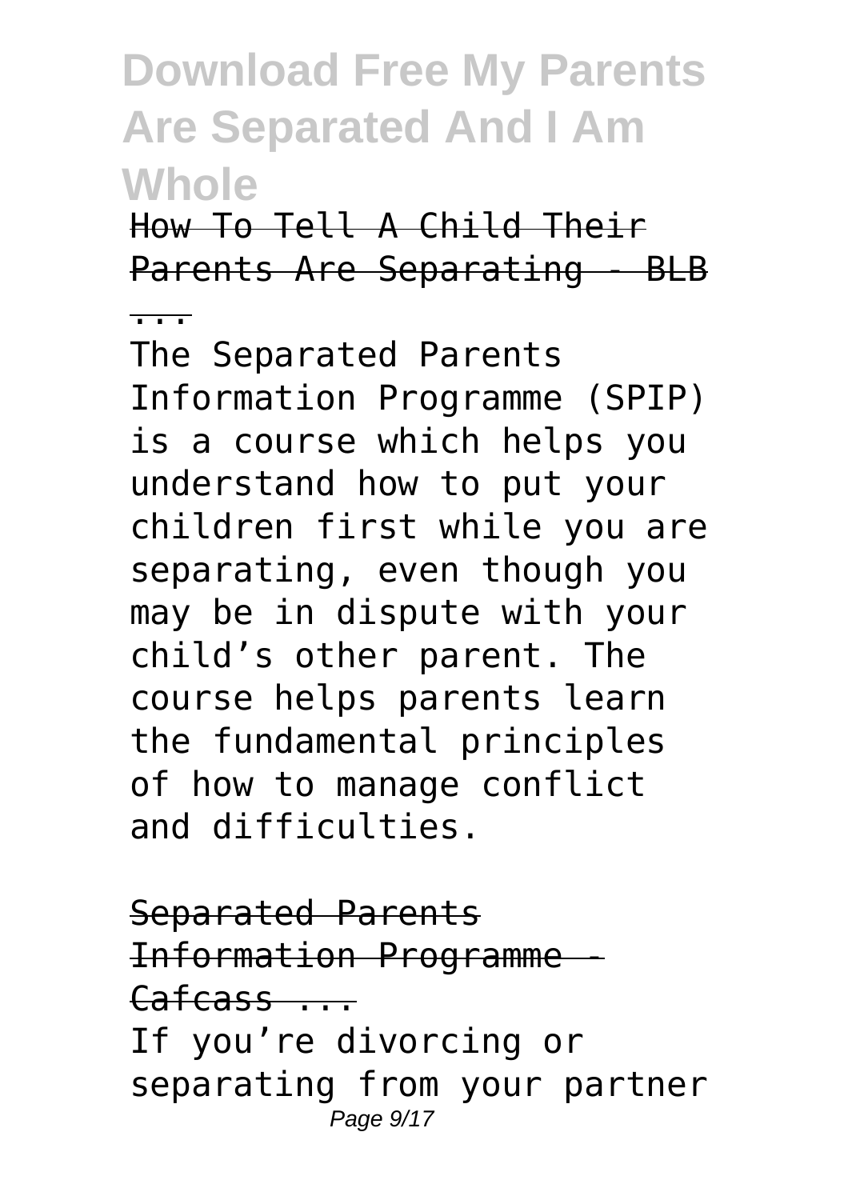How To Tell A Child Their Parents Are Separating - BLB ...

The Separated Parents Information Programme (SPIP) is a course which helps you understand how to put your children first while you are separating, even though you may be in dispute with your child's other parent. The course helps parents learn the fundamental principles of how to manage conflict and difficulties.

Separated Parents Information Programme - Cafcass ...

If you're divorcing or separating from your partner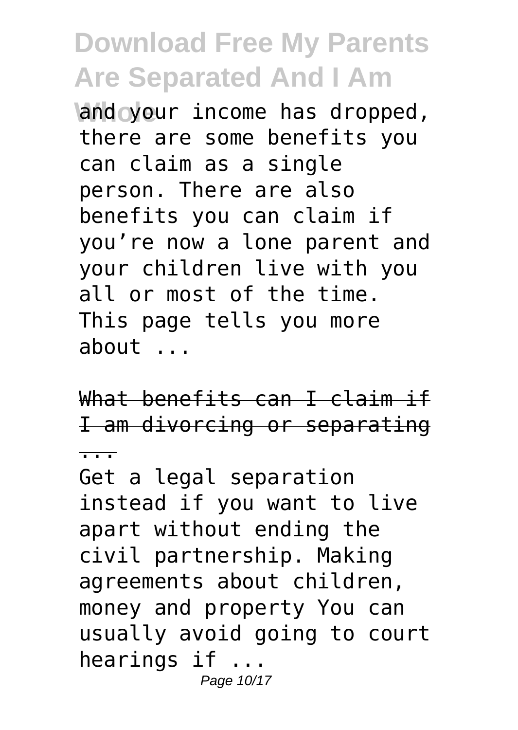and your income has dropped, there are some benefits you can claim as a single person. There are also benefits you can claim if you’re now a lone parent and your children live with you all or most of the time. This page tells you more about ...

What benefits can I claim if I am divorcing or separating ...

Get a legal separation instead if you want to live apart without ending the civil partnership. Making agreements about children, money and property You can usually avoid going to court hearings if ...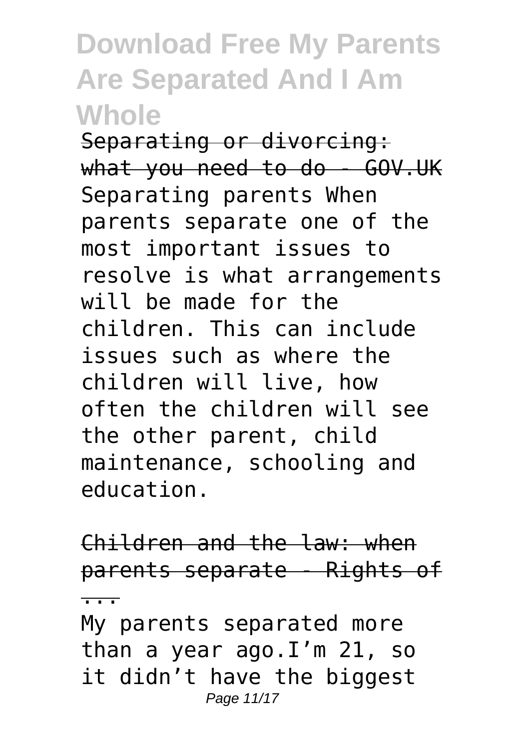Separating or divorcing: what you need to do - GOV.UK

Separating parents When parents separate one of the most important issues to resolve is what arrangements will be made for the children. This can include issues such as where the children will live, how often the children will see the other parent, child maintenance, schooling and education.

Children and the law: when parents separate - Rights of ...

My parents separated more than a year ago.I'm 21, so it didn't have the biggest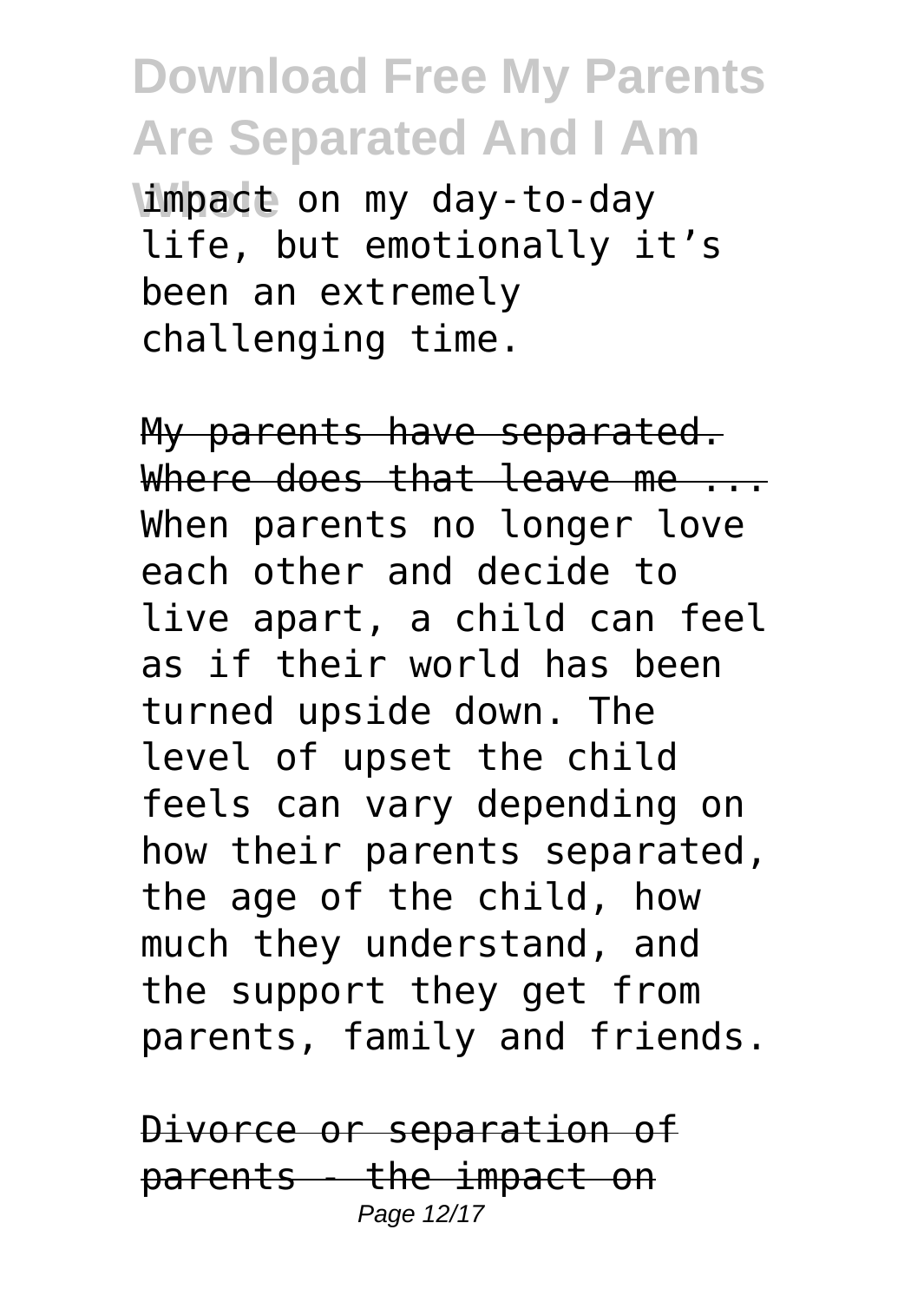impact on my day-to-day life, but emotionally it's been an extremely challenging time.

My parents have separated. Where does that leave me ...

When parents no longer love each other and decide to live apart, a child can feel as if their world has been turned upside down. The level of upset the child feels can vary depending on how their parents separated, the age of the child, how much they understand, and the support they get from parents, family and friends.

Divorce or separation of parents - the impact on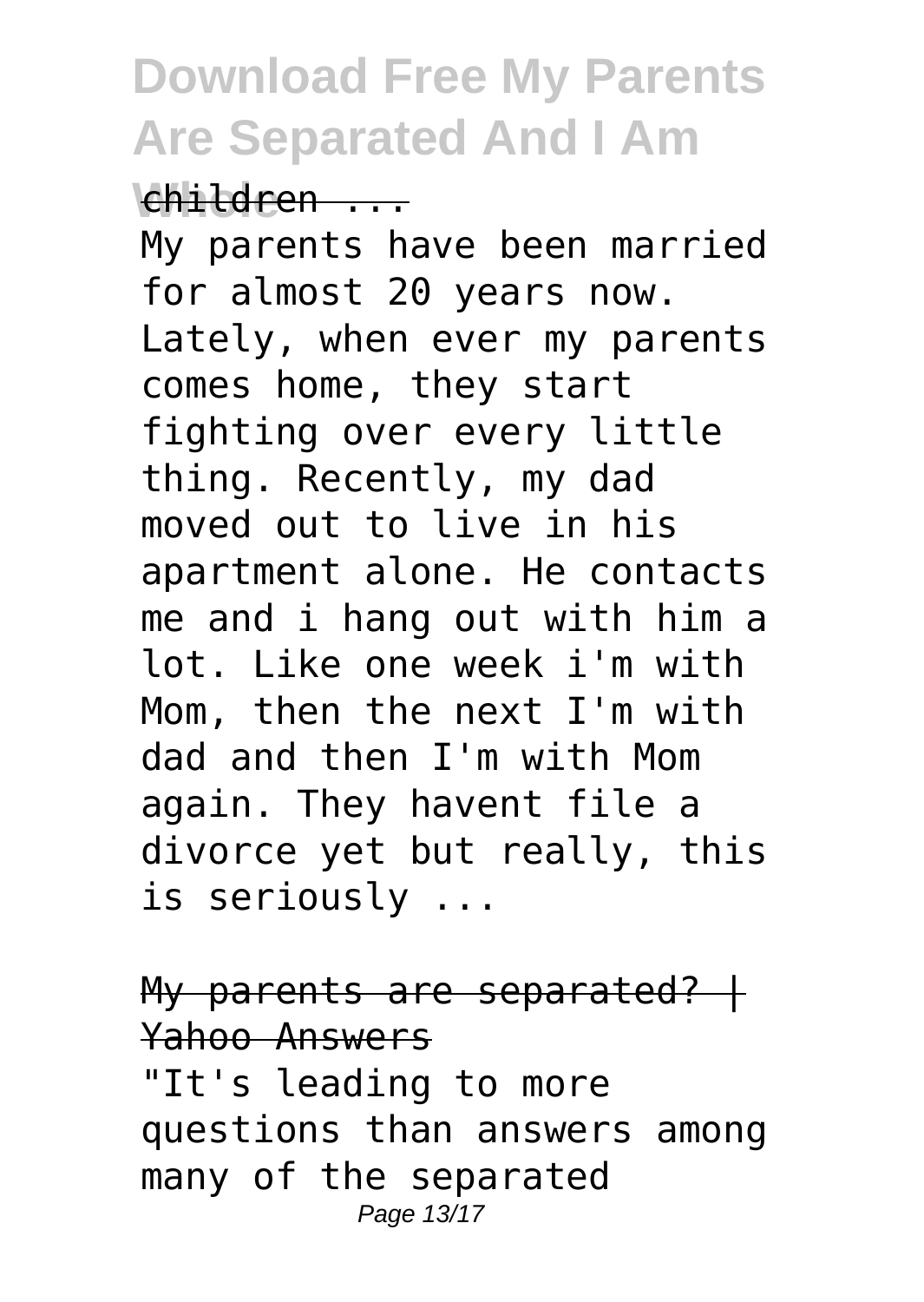children ...

My parents have been married for almost 20 years now. Lately, when ever my parents comes home, they start fighting over every little thing. Recently, my dad moved out to live in his apartment alone. He contacts me and i hang out with him a lot. Like one week i'm with Mom, then the next I'm with dad and then I'm with Mom again. They havent file a divorce yet but really, this is seriously ...

My parents are separated? | Yahoo Answers

"It's leading to more questions than answers among many of the separated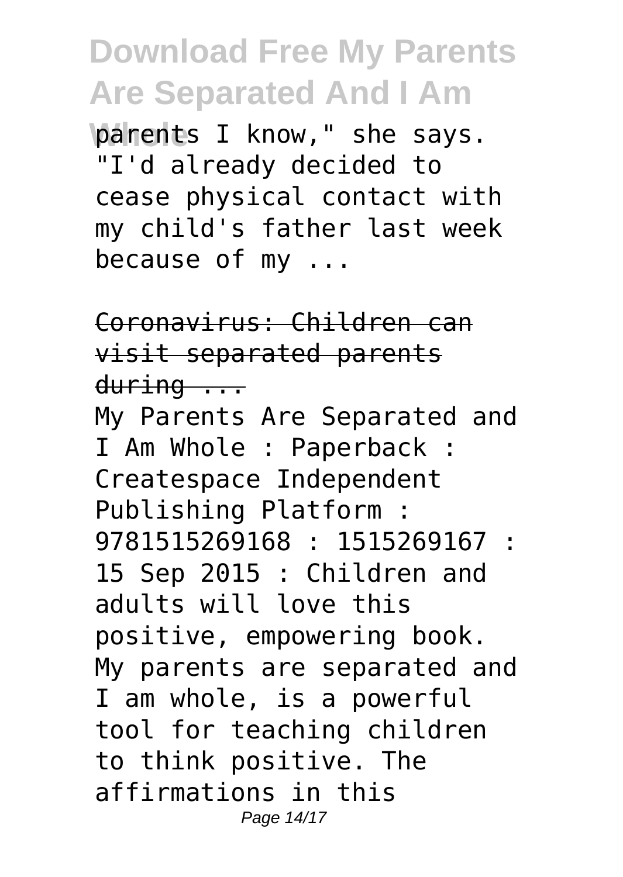parents I know," she says. "I'd already decided to cease physical contact with my child's father last week because of my ...

Coronavirus: Children can visit separated parents during ...

My Parents Are Separated and I Am Whole : Paperback : Createspace Independent Publishing Platform : 9781515269168 : 1515269167 : 15 Sep 2015 : Children and adults will love this positive, empowering book. My parents are separated and I am whole, is a powerful tool for teaching children to think positive. The affirmations in this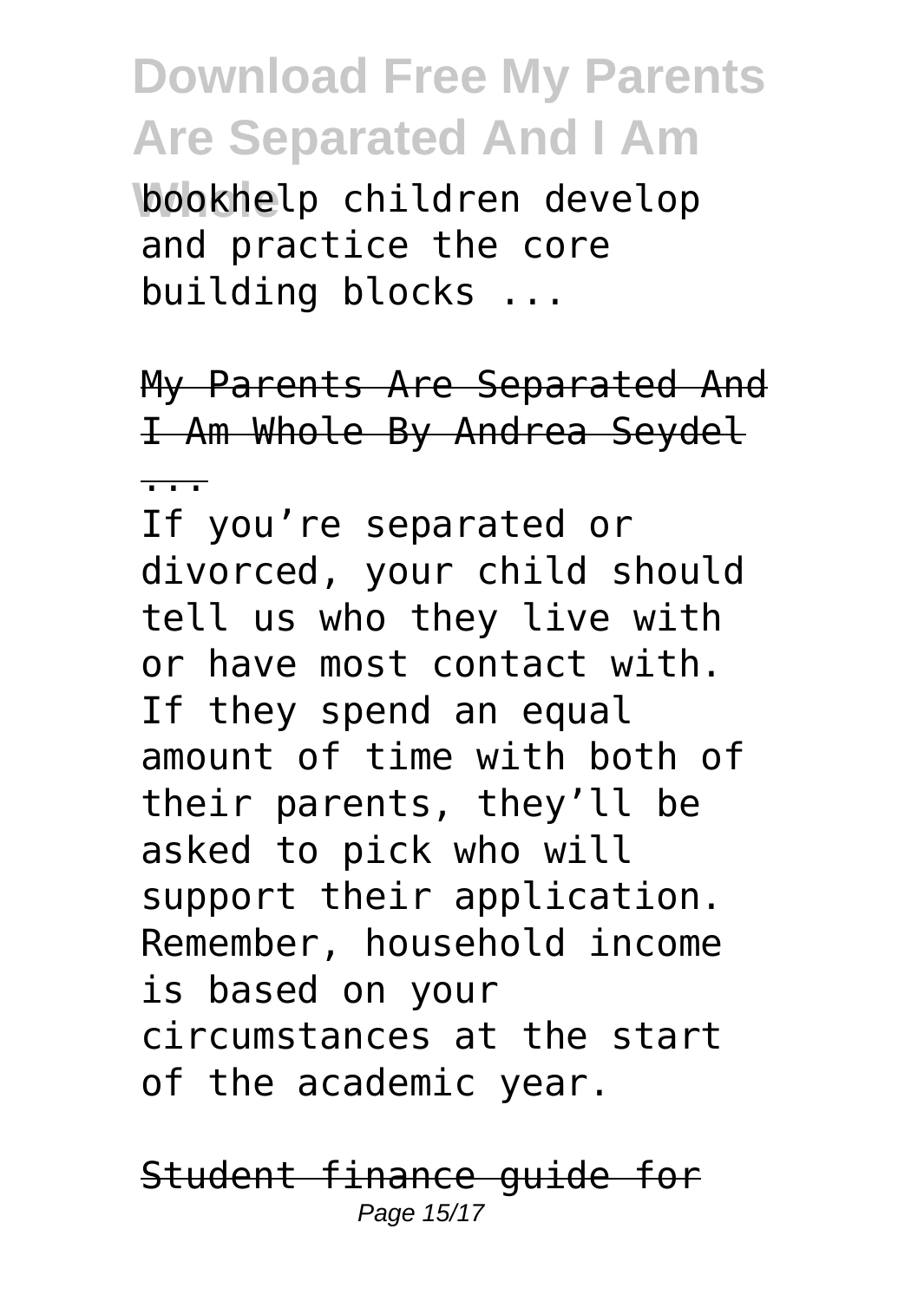bookhelp children develop and practice the core building blocks ...

My Parents Are Separated And I Am Whole By Andrea Seydel ...

If you’re separated or divorced, your child should tell us who they live with or have most contact with. If they spend an equal amount of time with both of their parents, they’ll be asked to pick who will support their application. Remember, household income is based on your circumstances at the start of the academic year.

Student finance guide for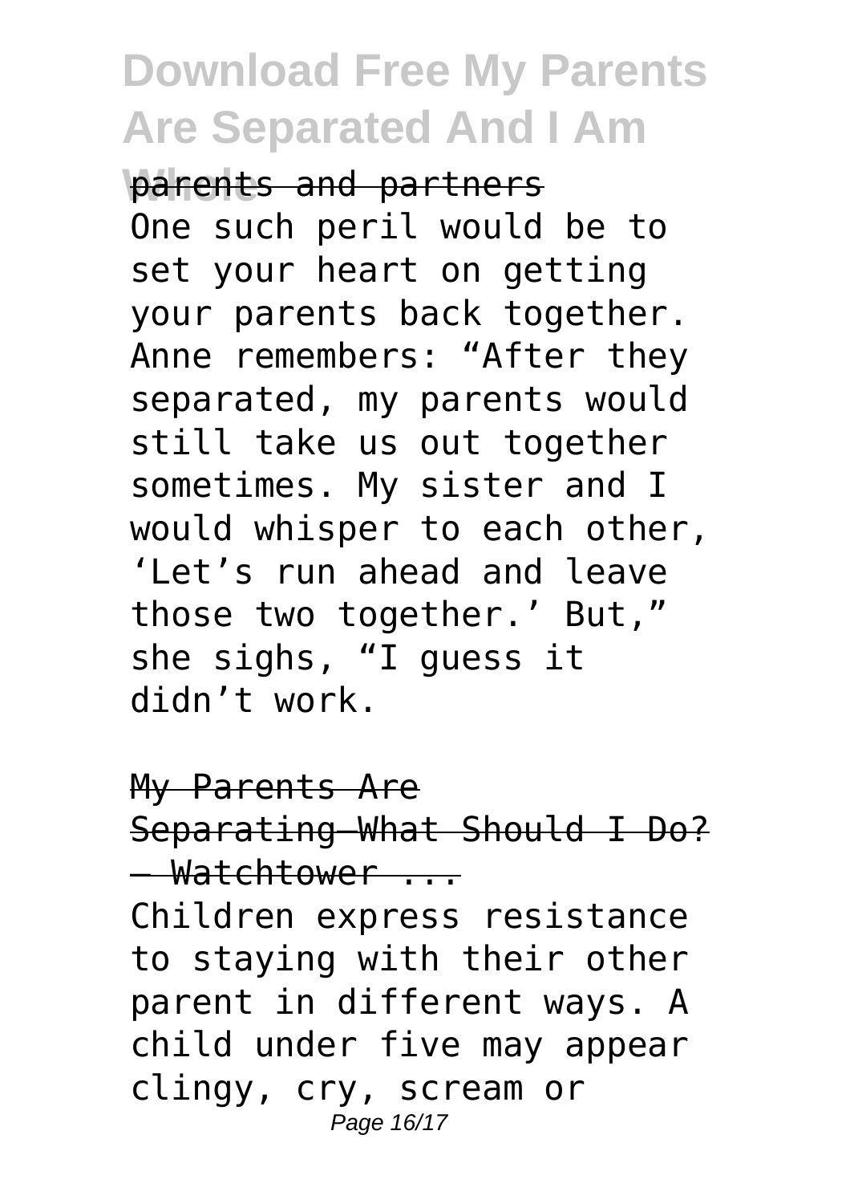parents and partners

One such peril would be to set your heart on getting your parents back together. Anne remembers: “After they separated, my parents would still take us out together sometimes. My sister and I would whisper to each other, ‘Let’s run ahead and leave those two together.’ But,” she sighs, “I guess it didn’t work.

My Parents Are Separating—What Should I Do? — Watchtower ...

Children express resistance to staying with their other parent in different ways. A child under five may appear clingy, cry, scream or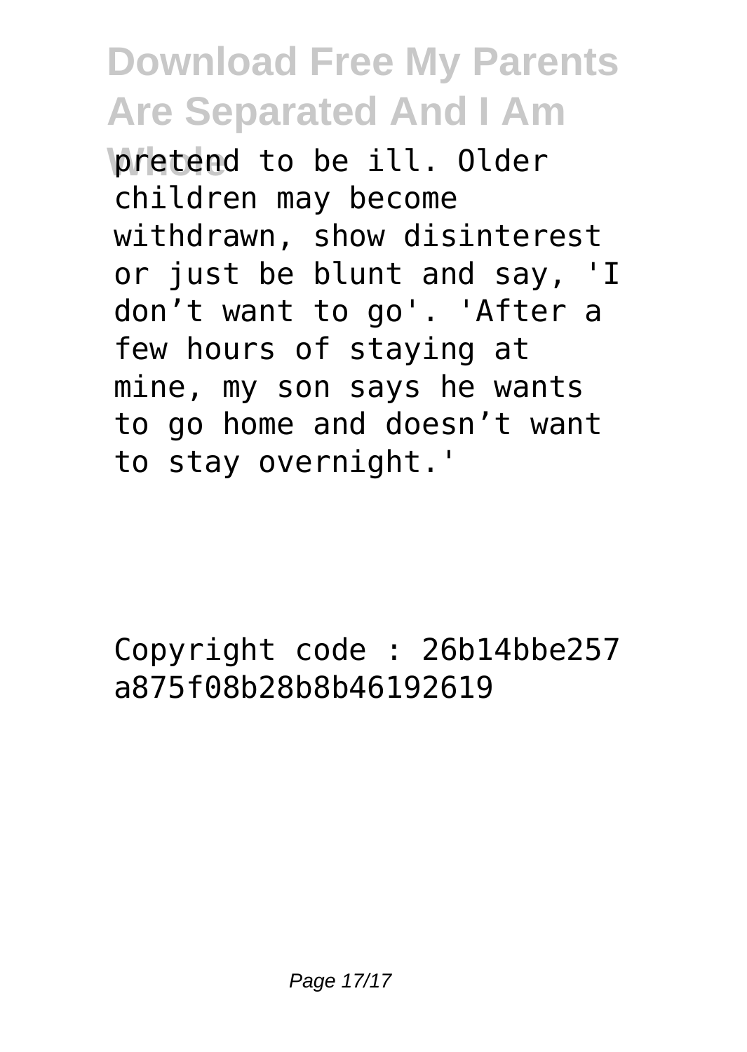pretend to be ill. Older children may become withdrawn, show disinterest or just be blunt and say, 'I don’t want to go'. 'After a few hours of staying at mine, my son says he wants to go home and doesn’t want to stay overnight.'

Copyright code : 26b14bbe257a875f08b28b8b46192619